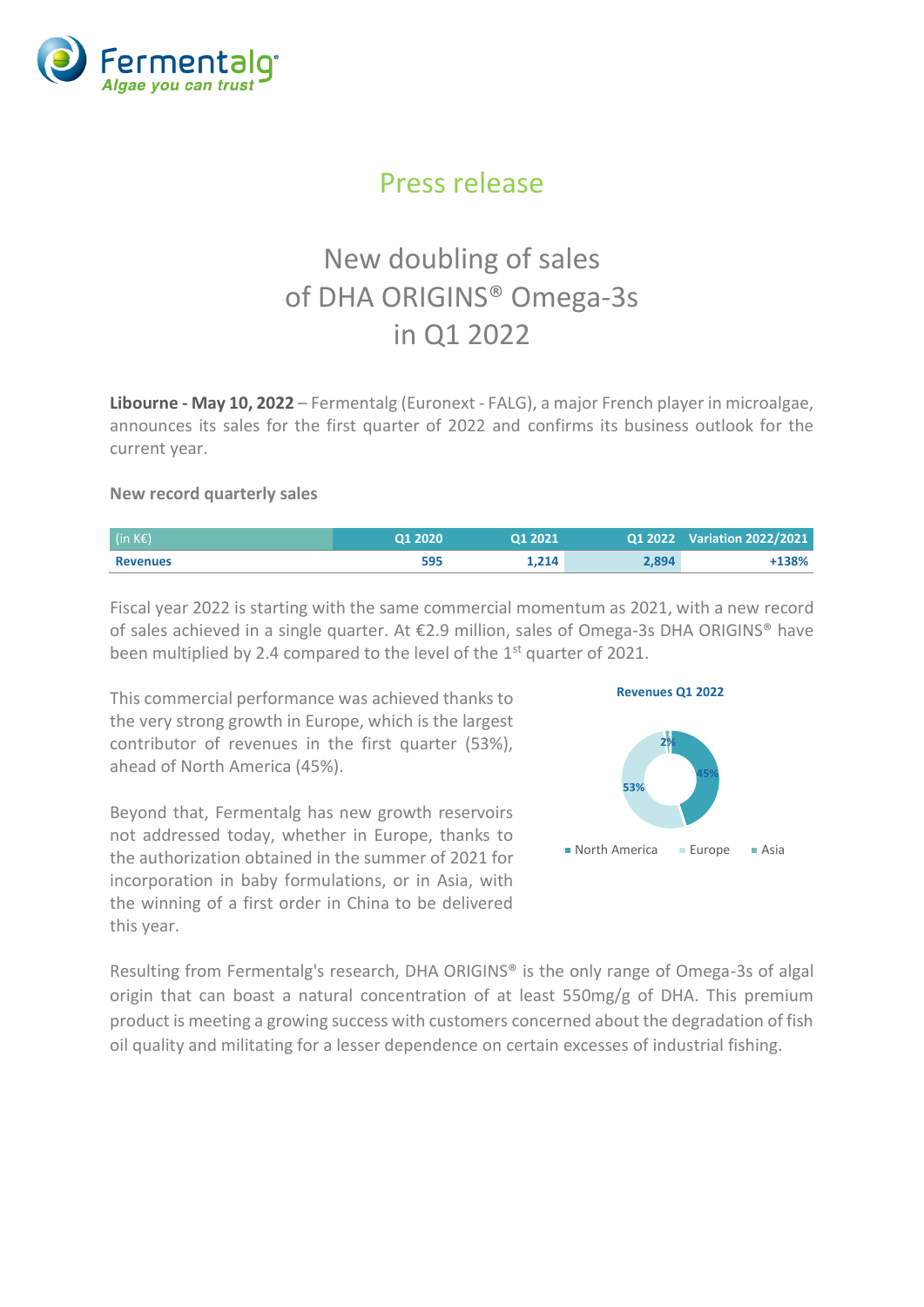Fermentalg®
*Algae you can trust*

# Press release

## New doubling of sales of DHA ORIGINS® Omega-3s in Q1 2022

**Libourne - May 10, 2022** – Fermentalg (Euronext - FALG), a major French player in microalgae, announces its sales for the first quarter of 2022 and confirms its business outlook for the current year.

### New record quarterly sales

| (in K€) | Q1 2020 | Q1 2021 | Q1 2022 | Variation 2022/2021 |
|---|---|---|---|---|
| **Revenues** | 595 | 1,214 | 2,894 | +138% |

Fiscal year 2022 is starting with the same commercial momentum as 2021, with a new record of sales achieved in a single quarter. At €2.9 million, sales of Omega-3s DHA ORIGINS® have been multiplied by 2.4 compared to the level of the 1st quarter of 2021.

This commercial performance was achieved thanks to the very strong growth in Europe, which is the largest contributor of revenues in the first quarter (53%), ahead of North America (45%).

**Revenues Q1 2022**

| Region | Share |
|---|---|
| North America | 45% |
| Europe | 53% |
| Asia | 2% |

Beyond that, Fermentalg has new growth reservoirs not addressed today, whether in Europe, thanks to the authorization obtained in the summer of 2021 for incorporation in baby formulations, or in Asia, with the winning of a first order in China to be delivered this year.

Resulting from Fermentalg's research, DHA ORIGINS® is the only range of Omega-3s of algal origin that can boast a natural concentration of at least 550mg/g of DHA. This premium product is meeting a growing success with customers concerned about the degradation of fish oil quality and militating for a lesser dependence on certain excesses of industrial fishing.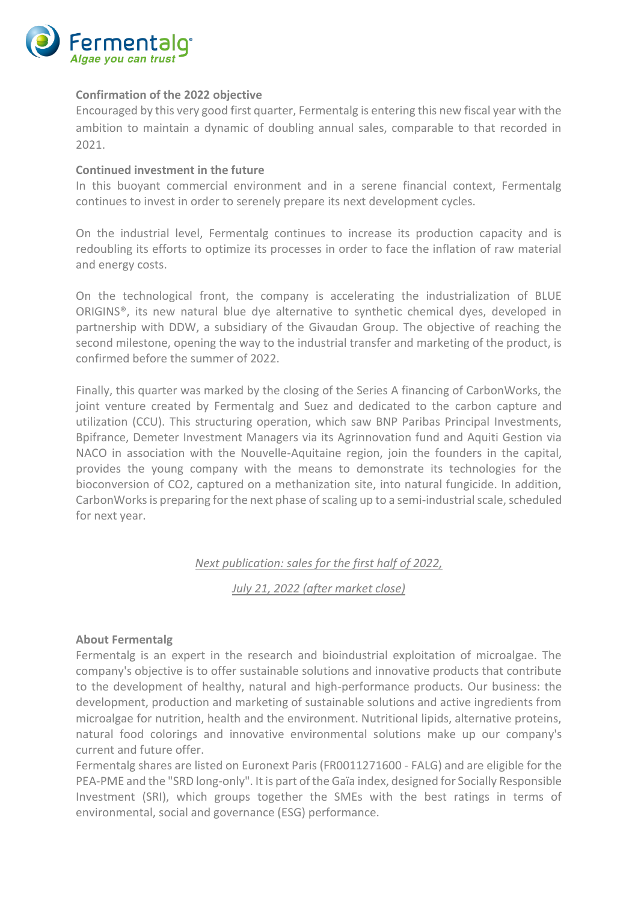**Confirmation of the 2022 objective**

Encouraged by this very good first quarter, Fermentalg is entering this new fiscal year with the ambition to maintain a dynamic of doubling annual sales, comparable to that recorded in 2021.

**Continued investment in the future**

In this buoyant commercial environment and in a serene financial context, Fermentalg continues to invest in order to serenely prepare its next development cycles.

On the industrial level, Fermentalg continues to increase its production capacity and is redoubling its efforts to optimize its processes in order to face the inflation of raw material and energy costs.

On the technological front, the company is accelerating the industrialization of BLUE ORIGINS®, its new natural blue dye alternative to synthetic chemical dyes, developed in partnership with DDW, a subsidiary of the Givaudan Group. The objective of reaching the second milestone, opening the way to the industrial transfer and marketing of the product, is confirmed before the summer of 2022.

Finally, this quarter was marked by the closing of the Series A financing of CarbonWorks, the joint venture created by Fermentalg and Suez and dedicated to the carbon capture and utilization (CCU). This structuring operation, which saw BNP Paribas Principal Investments, Bpifrance, Demeter Investment Managers via its Agrinnovation fund and Aquiti Gestion via NACO in association with the Nouvelle-Aquitaine region, join the founders in the capital, provides the young company with the means to demonstrate its technologies for the bioconversion of $CO_2$, captured on a methanization site, into natural fungicide. In addition, CarbonWorks is preparing for the next phase of scaling up to a semi-industrial scale, scheduled for next year.

*Next publication: sales for the first half of 2022,*

*July 21, 2022 (after market close)*

**About Fermentalg**

Fermentalg is an expert in the research and bioindustrial exploitation of microalgae. The company's objective is to offer sustainable solutions and innovative products that contribute to the development of healthy, natural and high-performance products. Our business: the development, production and marketing of sustainable solutions and active ingredients from microalgae for nutrition, health and the environment. Nutritional lipids, alternative proteins, natural food colorings and innovative environmental solutions make up our company's current and future offer.

Fermentalg shares are listed on Euronext Paris (FR0011271600 - FALG) and are eligible for the PEA-PME and the "SRD long-only". It is part of the Gaïa index, designed for Socially Responsible Investment (SRI), which groups together the SMEs with the best ratings in terms of environmental, social and governance (ESG) performance.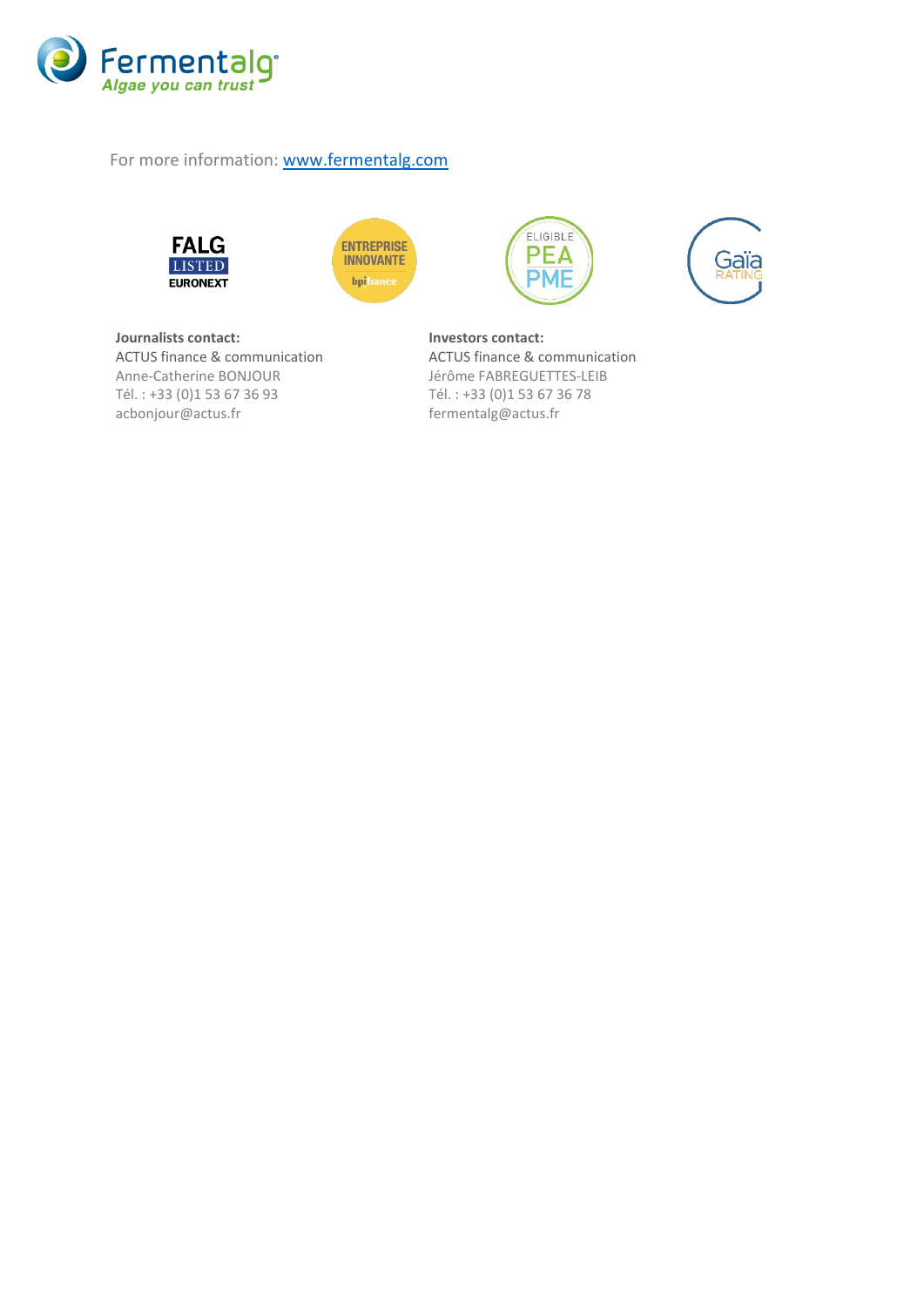For more information: [www.fermentalg.com](http://www.fermentalg.com)

**Journalists contact:**
ACTUS finance & communication
Anne-Catherine BONJOUR
Tél. : +33 (0)1 53 67 36 93
acbonjour@actus.fr

**Investors contact:**
ACTUS finance & communication
Jérôme FABREGUETTES-LEIB
Tél. : +33 (0)1 53 67 36 78
fermentalg@actus.fr